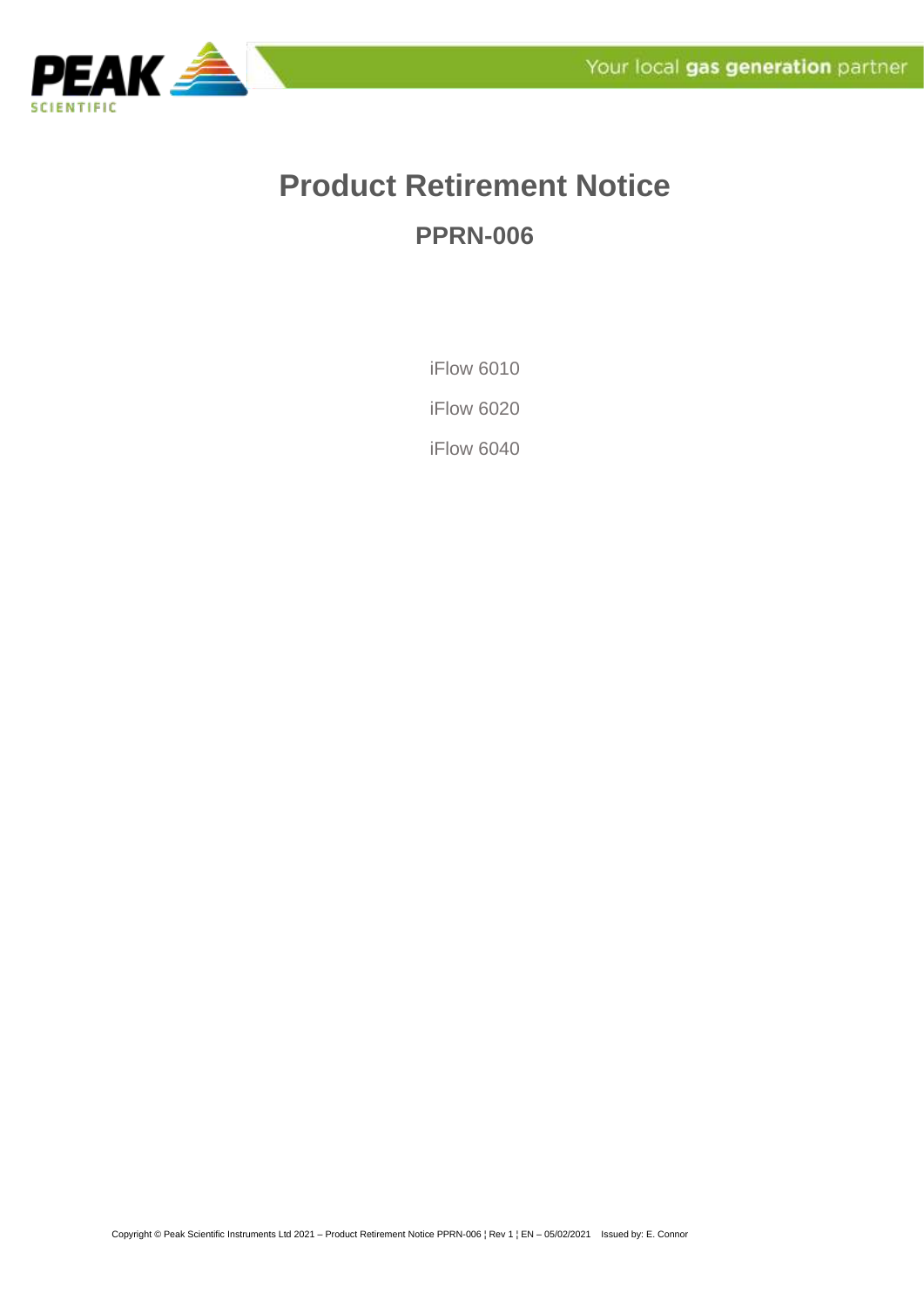# Product Retirement Notice

## PPRN-006

iFlow 6010

iFlow 6020

iFlow 6040

Copyright © Peak Scientific Instruments Ltd 2021 – Product Retirement Notice PPRN-006 ¦ Rev 1 ¦ EN – 05/02/2021 Issued by: E. Connor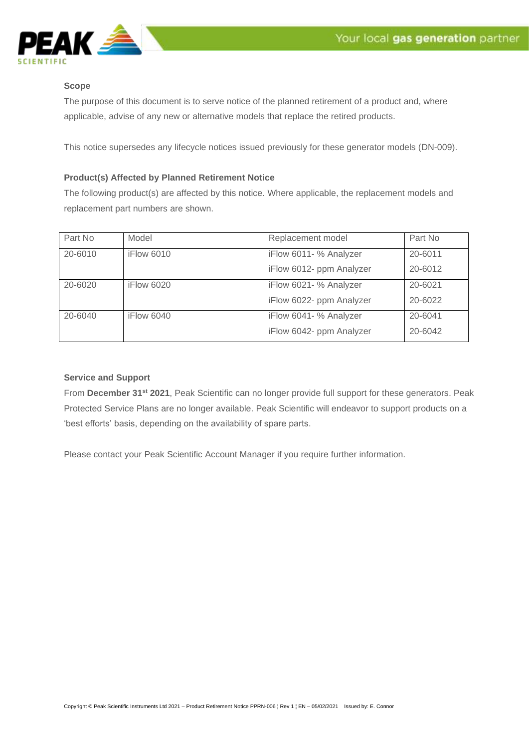**Scope**

The purpose of this document is to serve notice of the planned retirement of a product and, where applicable, advise of any new or alternative models that replace the retired products.

This notice supersedes any lifecycle notices issued previously for these generator models (DN-009).

**Product(s) Affected by Planned Retirement Notice**

The following product(s) are affected by this notice. Where applicable, the replacement models and replacement part numbers are shown.

| Part No | Model | Replacement model | Part No |
|---|---|---|---|
| 20-6010 | iFlow 6010 | iFlow 6011- % Analyzer<br>iFlow 6012- ppm Analyzer | 20-6011<br>20-6012 |
| 20-6020 | iFlow 6020 | iFlow 6021- % Analyzer<br>iFlow 6022- ppm Analyzer | 20-6021<br>20-6022 |
| 20-6040 | iFlow 6040 | iFlow 6041- % Analyzer<br>iFlow 6042- ppm Analyzer | 20-6041<br>20-6042 |

**Service and Support**

From **December 31st 2021**, Peak Scientific can no longer provide full support for these generators. Peak Protected Service Plans are no longer available. Peak Scientific will endeavor to support products on a 'best efforts' basis, depending on the availability of spare parts.

Please contact your Peak Scientific Account Manager if you require further information.

Copyright © Peak Scientific Instruments Ltd 2021 – Product Retirement Notice PPRN-006 ¦ Rev 1 ¦ EN – 05/02/2021 Issued by: E. Connor